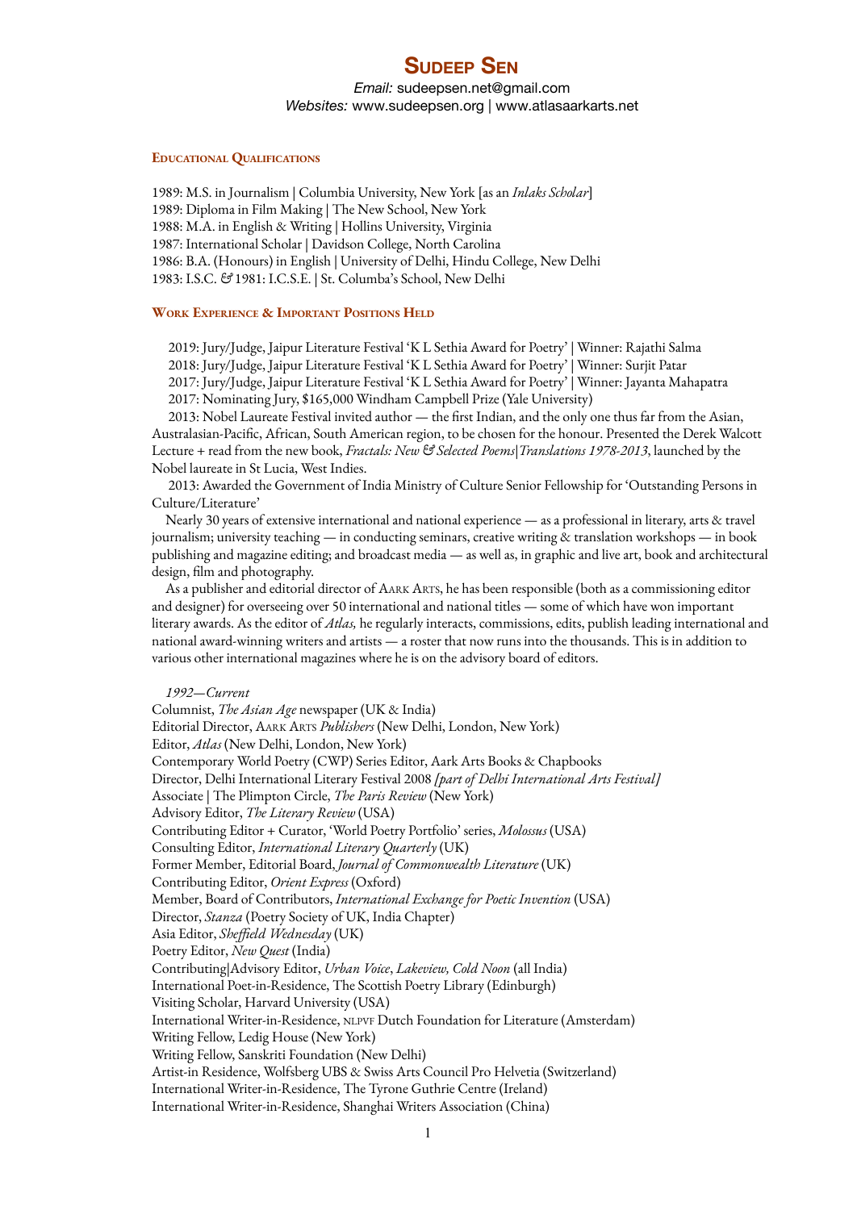# Sudeep Sen

*Email:* sudeepsen.net@gmail.com
*Websites:* www.sudeepsen.org | www.atlasaarkarts.net

## Educational Qualifications

1989: M.S. in Journalism | Columbia University, New York [as an *Inlaks Scholar*]
1989: Diploma in Film Making | The New School, New York
1988: M.A. in English & Writing | Hollins University, Virginia
1987: International Scholar | Davidson College, North Carolina
1986: B.A. (Honours) in English | University of Delhi, Hindu College, New Delhi
1983: I.S.C. & 1981: I.C.S.E. | St. Columba's School, New Delhi

## Work Experience & Important Positions Held

2019: Jury/Judge, Jaipur Literature Festival 'K L Sethia Award for Poetry' | Winner: Rajathi Salma
2018: Jury/Judge, Jaipur Literature Festival 'K L Sethia Award for Poetry' | Winner: Surjit Patar
2017: Jury/Judge, Jaipur Literature Festival 'K L Sethia Award for Poetry' | Winner: Jayanta Mahapatra
2017: Nominating Jury, $165,000 Windham Campbell Prize (Yale University)

2013: Nobel Laureate Festival invited author — the first Indian, and the only one thus far from the Asian, Australasian-Pacific, African, South American region, to be chosen for the honour. Presented the Derek Walcott Lecture + read from the new book, *Fractals: New & Selected Poems|Translations 1978-2013*, launched by the Nobel laureate in St Lucia, West Indies.

2013: Awarded the Government of India Ministry of Culture Senior Fellowship for 'Outstanding Persons in Culture/Literature'

Nearly 30 years of extensive international and national experience — as a professional in literary, arts & travel journalism; university teaching — in conducting seminars, creative writing & translation workshops — in book publishing and magazine editing; and broadcast media — as well as, in graphic and live art, book and architectural design, film and photography.

As a publisher and editorial director of Aark Arts, he has been responsible (both as a commissioning editor and designer) for overseeing over 50 international and national titles — some of which have won important literary awards. As the editor of *Atlas,* he regularly interacts, commissions, edits, publish leading international and national award-winning writers and artists — a roster that now runs into the thousands. This is in addition to various other international magazines where he is on the advisory board of editors.

*1992—Current*

Columnist, *The Asian Age* newspaper (UK & India)
Editorial Director, Aark Arts *Publishers* (New Delhi, London, New York)
Editor, *Atlas* (New Delhi, London, New York)
Contemporary World Poetry (CWP) Series Editor, Aark Arts Books & Chapbooks
Director, Delhi International Literary Festival 2008 *[part of Delhi International Arts Festival]*
Associate | The Plimpton Circle, *The Paris Review* (New York)
Advisory Editor, *The Literary Review* (USA)
Contributing Editor + Curator, 'World Poetry Portfolio' series, *Molossus* (USA)
Consulting Editor, *International Literary Quarterly* (UK)
Former Member, Editorial Board, *Journal of Commonwealth Literature* (UK)
Contributing Editor, *Orient Express* (Oxford)
Member, Board of Contributors, *International Exchange for Poetic Invention* (USA)
Director, *Stanza* (Poetry Society of UK, India Chapter)
Asia Editor, *Sheffield Wednesday* (UK)
Poetry Editor, *New Quest* (India)
Contributing|Advisory Editor, *Urban Voice*, *Lakeview, Cold Noon* (all India)
International Poet-in-Residence, The Scottish Poetry Library (Edinburgh)
Visiting Scholar, Harvard University (USA)
International Writer-in-Residence, NLPVF Dutch Foundation for Literature (Amsterdam)
Writing Fellow, Ledig House (New York)
Writing Fellow, Sanskriti Foundation (New Delhi)
Artist-in Residence, Wolfsberg UBS & Swiss Arts Council Pro Helvetia (Switzerland)
International Writer-in-Residence, The Tyrone Guthrie Centre (Ireland)
International Writer-in-Residence, Shanghai Writers Association (China)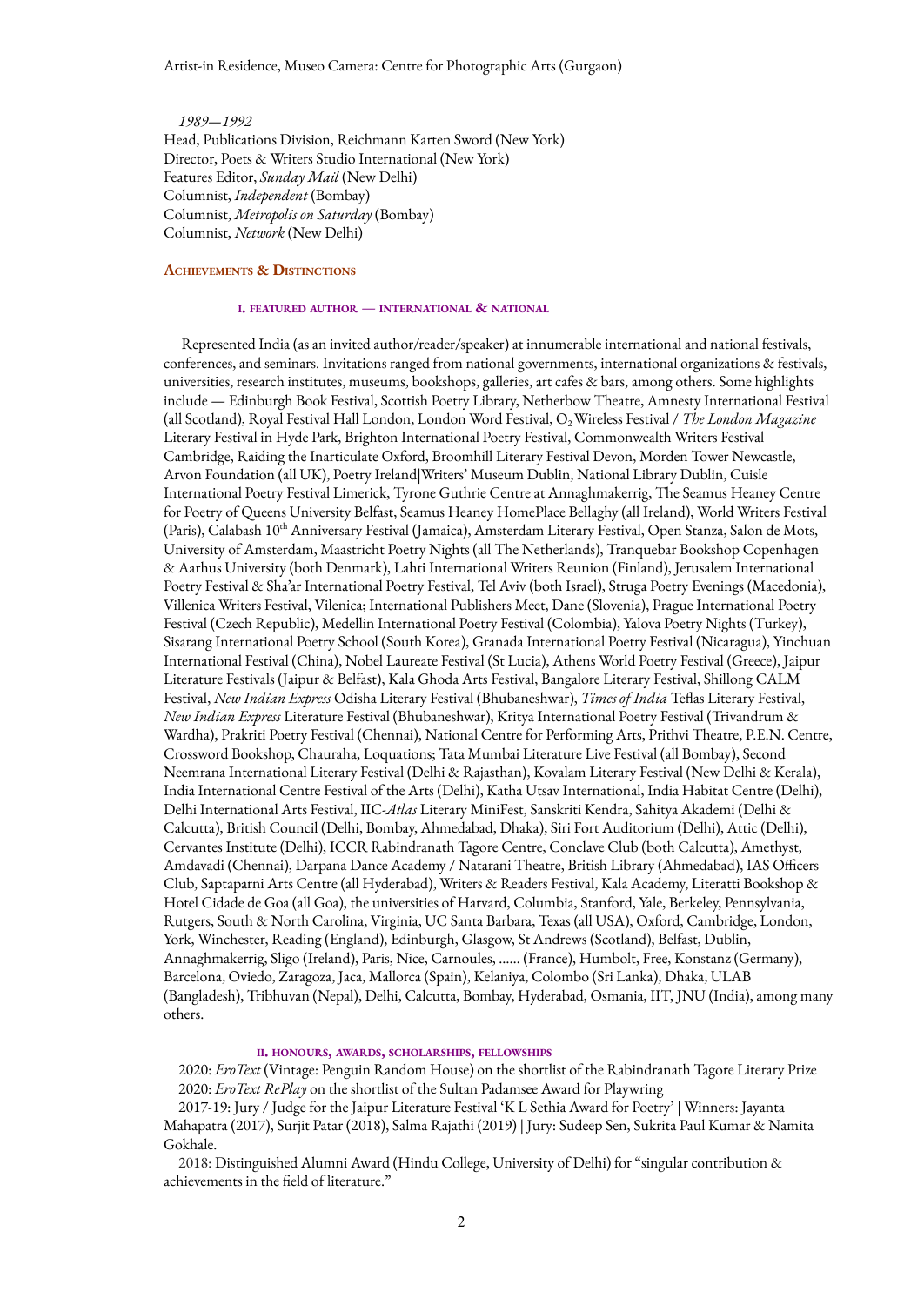Artist-in Residence, Museo Camera: Centre for Photographic Arts (Gurgaon)

*1989—1992*
Head, Publications Division, Reichmann Karten Sword (New York)
Director, Poets & Writers Studio International (New York)
Features Editor, *Sunday Mail* (New Delhi)
Columnist, *Independent* (Bombay)
Columnist, *Metropolis on Saturday* (Bombay)
Columnist, *Network* (New Delhi)

## Achievements & Distinctions

### i. featured author — international & national

Represented India (as an invited author/reader/speaker) at innumerable international and national festivals, conferences, and seminars. Invitations ranged from national governments, international organizations & festivals, universities, research institutes, museums, bookshops, galleries, art cafes & bars, among others. Some highlights include — Edinburgh Book Festival, Scottish Poetry Library, Netherbow Theatre, Amnesty International Festival (all Scotland), Royal Festival Hall London, London Word Festival, $O_2$ Wireless Festival / *The London Magazine* Literary Festival in Hyde Park, Brighton International Poetry Festival, Commonwealth Writers Festival Cambridge, Raiding the Inarticulate Oxford, Broomhill Literary Festival Devon, Morden Tower Newcastle, Arvon Foundation (all UK), Poetry Ireland|Writers' Museum Dublin, National Library Dublin, Cuisle International Poetry Festival Limerick, Tyrone Guthrie Centre at Annaghmakerrig, The Seamus Heaney Centre for Poetry of Queens University Belfast, Seamus Heaney HomePlace Bellaghy (all Ireland), World Writers Festival (Paris), Calabash 10th Anniversary Festival (Jamaica), Amsterdam Literary Festival, Open Stanza, Salon de Mots, University of Amsterdam, Maastricht Poetry Nights (all The Netherlands), Tranquebar Bookshop Copenhagen & Aarhus University (both Denmark), Lahti International Writers Reunion (Finland), Jerusalem International Poetry Festival & Sha'ar International Poetry Festival, Tel Aviv (both Israel), Struga Poetry Evenings (Macedonia), Villenica Writers Festival, Vilenica; International Publishers Meet, Dane (Slovenia), Prague International Poetry Festival (Czech Republic), Medellin International Poetry Festival (Colombia), Yalova Poetry Nights (Turkey), Sisarang International Poetry School (South Korea), Granada International Poetry Festival (Nicaragua), Yinchuan International Festival (China), Nobel Laureate Festival (St Lucia), Athens World Poetry Festival (Greece), Jaipur Literature Festivals (Jaipur & Belfast), Kala Ghoda Arts Festival, Bangalore Literary Festival, Shillong CALM Festival, *New Indian Express* Odisha Literary Festival (Bhubaneshwar), *Times of India* Teflas Literary Festival, *New Indian Express* Literature Festival (Bhubaneshwar), Kritya International Poetry Festival (Trivandrum & Wardha), Prakriti Poetry Festival (Chennai), National Centre for Performing Arts, Prithvi Theatre, P.E.N. Centre, Crossword Bookshop, Chauraha, Loquations; Tata Mumbai Literature Live Festival (all Bombay), Second Neemrana International Literary Festival (Delhi & Rajasthan), Kovalam Literary Festival (New Delhi & Kerala), India International Centre Festival of the Arts (Delhi), Katha Utsav International, India Habitat Centre (Delhi), Delhi International Arts Festival, IIC-*Atlas* Literary MiniFest, Sanskriti Kendra, Sahitya Akademi (Delhi & Calcutta), British Council (Delhi, Bombay, Ahmedabad, Dhaka), Siri Fort Auditorium (Delhi), Attic (Delhi), Cervantes Institute (Delhi), ICCR Rabindranath Tagore Centre, Conclave Club (both Calcutta), Amethyst, Amdavadi (Chennai), Darpana Dance Academy / Natarani Theatre, British Library (Ahmedabad), IAS Officers Club, Saptaparni Arts Centre (all Hyderabad), Writers & Readers Festival, Kala Academy, Literatti Bookshop & Hotel Cidade de Goa (all Goa), the universities of Harvard, Columbia, Stanford, Yale, Berkeley, Pennsylvania, Rutgers, South & North Carolina, Virginia, UC Santa Barbara, Texas (all USA), Oxford, Cambridge, London, York, Winchester, Reading (England), Edinburgh, Glasgow, St Andrews (Scotland), Belfast, Dublin, Annaghmakerrig, Sligo (Ireland), Paris, Nice, Carnoules, ...... (France), Humbolt, Free, Konstanz (Germany), Barcelona, Oviedo, Zaragoza, Jaca, Mallorca (Spain), Kelaniya, Colombo (Sri Lanka), Dhaka, ULAB (Bangladesh), Tribhuvan (Nepal), Delhi, Calcutta, Bombay, Hyderabad, Osmania, IIT, JNU (India), among many others.

### ii. honours, awards, scholarships, fellowships

2020: *EroText* (Vintage: Penguin Random House) on the shortlist of the Rabindranath Tagore Literary Prize
2020: *EroText RePlay* on the shortlist of the Sultan Padamsee Award for Playwring
2017-19: Jury / Judge for the Jaipur Literature Festival 'K L Sethia Award for Poetry' | Winners: Jayanta Mahapatra (2017), Surjit Patar (2018), Salma Rajathi (2019) | Jury: Sudeep Sen, Sukrita Paul Kumar & Namita Gokhale.
2018: Distinguished Alumni Award (Hindu College, University of Delhi) for "singular contribution & achievements in the field of literature."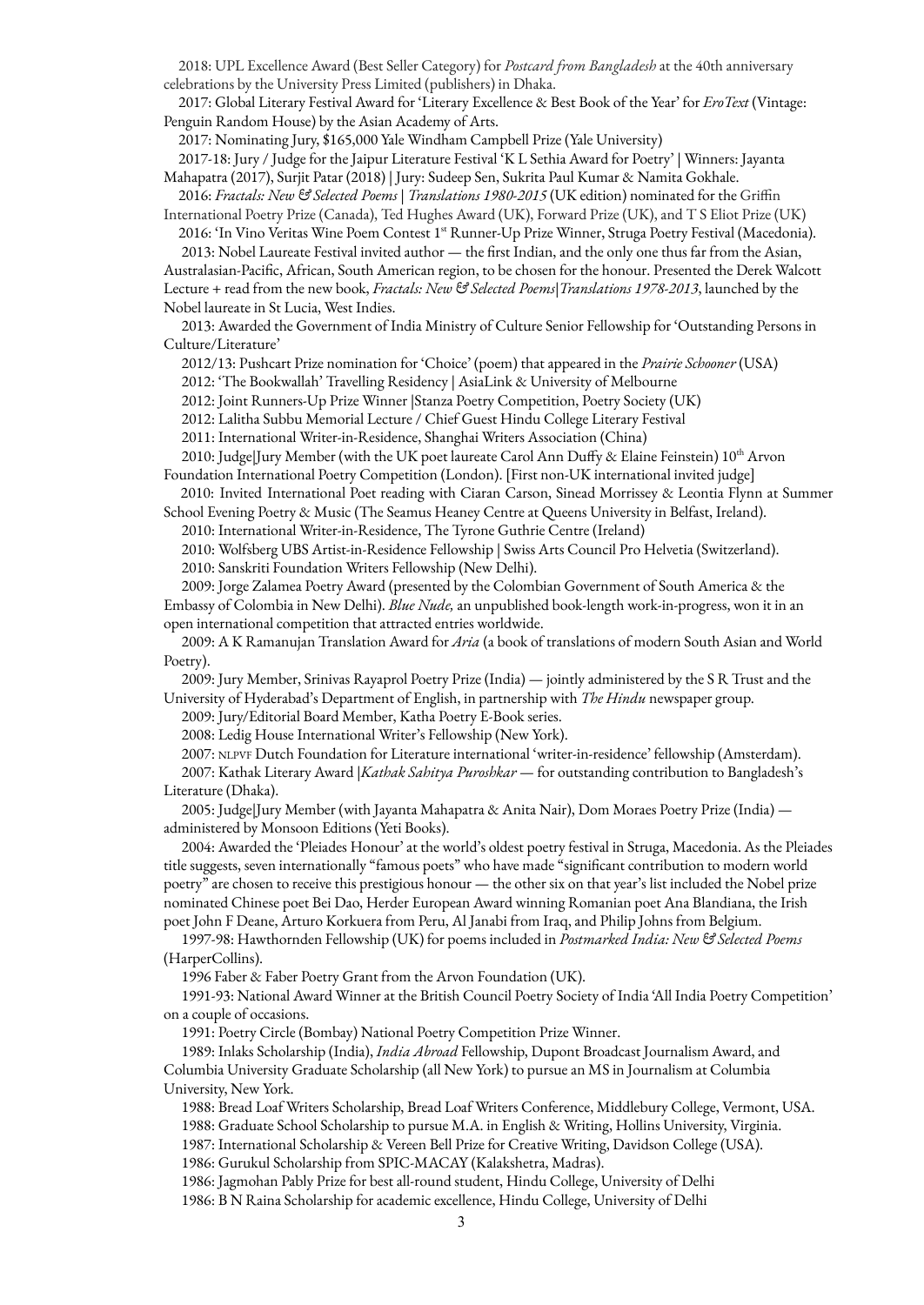2018: UPL Excellence Award (Best Seller Category) for *Postcard from Bangladesh* at the 40th anniversary celebrations by the University Press Limited (publishers) in Dhaka.

2017: Global Literary Festival Award for 'Literary Excellence & Best Book of the Year' for *EroText* (Vintage: Penguin Random House) by the Asian Academy of Arts.

2017: Nominating Jury, $165,000 Yale Windham Campbell Prize (Yale University)

2017-18: Jury / Judge for the Jaipur Literature Festival 'K L Sethia Award for Poetry' | Winners: Jayanta Mahapatra (2017), Surjit Patar (2018) | Jury: Sudeep Sen, Sukrita Paul Kumar & Namita Gokhale.

2016: *Fractals: New & Selected Poems | Translations 1980-2015* (UK edition) nominated for the Griffin International Poetry Prize (Canada), Ted Hughes Award (UK), Forward Prize (UK), and T S Eliot Prize (UK)

2016: 'In Vino Veritas Wine Poem Contest 1st Runner-Up Prize Winner, Struga Poetry Festival (Macedonia).

2013: Nobel Laureate Festival invited author — the first Indian, and the only one thus far from the Asian, Australasian-Pacific, African, South American region, to be chosen for the honour. Presented the Derek Walcott Lecture + read from the new book, *Fractals: New & Selected Poems|Translations 1978-2013*, launched by the Nobel laureate in St Lucia, West Indies.

2013: Awarded the Government of India Ministry of Culture Senior Fellowship for 'Outstanding Persons in Culture/Literature'

2012/13: Pushcart Prize nomination for 'Choice' (poem) that appeared in the *Prairie Schooner* (USA)

2012: 'The Bookwallah' Travelling Residency | AsiaLink & University of Melbourne

2012: Joint Runners-Up Prize Winner |Stanza Poetry Competition, Poetry Society (UK)

2012: Lalitha Subbu Memorial Lecture / Chief Guest Hindu College Literary Festival

2011: International Writer-in-Residence, Shanghai Writers Association (China)

2010: Judge|Jury Member (with the UK poet laureate Carol Ann Duffy & Elaine Feinstein) 10th Arvon Foundation International Poetry Competition (London). [First non-UK international invited judge]

2010: Invited International Poet reading with Ciaran Carson, Sinead Morrissey & Leontia Flynn at Summer School Evening Poetry & Music (The Seamus Heaney Centre at Queens University in Belfast, Ireland).

2010: International Writer-in-Residence, The Tyrone Guthrie Centre (Ireland)

2010: Wolfsberg UBS Artist-in-Residence Fellowship | Swiss Arts Council Pro Helvetia (Switzerland).

2010: Sanskriti Foundation Writers Fellowship (New Delhi).

2009: Jorge Zalamea Poetry Award (presented by the Colombian Government of South America & the Embassy of Colombia in New Delhi). *Blue Nude,* an unpublished book-length work-in-progress, won it in an open international competition that attracted entries worldwide.

2009: A K Ramanujan Translation Award for *Aria* (a book of translations of modern South Asian and World Poetry).

2009: Jury Member, Srinivas Rayaprol Poetry Prize (India) — jointly administered by the S R Trust and the University of Hyderabad's Department of English, in partnership with *The Hindu* newspaper group.

2009: Jury/Editorial Board Member, Katha Poetry E-Book series.

2008: Ledig House International Writer's Fellowship (New York).

2007: NLPVF Dutch Foundation for Literature international 'writer-in-residence' fellowship (Amsterdam).

2007: Kathak Literary Award |*Kathak Sahitya Puroshkar* — for outstanding contribution to Bangladesh's Literature (Dhaka).

2005: Judge|Jury Member (with Jayanta Mahapatra & Anita Nair), Dom Moraes Poetry Prize (India) — administered by Monsoon Editions (Yeti Books).

2004: Awarded the 'Pleiades Honour' at the world's oldest poetry festival in Struga, Macedonia. As the Pleiades title suggests, seven internationally "famous poets" who have made "significant contribution to modern world poetry" are chosen to receive this prestigious honour — the other six on that year's list included the Nobel prize nominated Chinese poet Bei Dao, Herder European Award winning Romanian poet Ana Blandiana, the Irish poet John F Deane, Arturo Korkuera from Peru, Al Janabi from Iraq, and Philip Johns from Belgium.

1997-98: Hawthornden Fellowship (UK) for poems included in *Postmarked India: New & Selected Poems* (HarperCollins).

1996 Faber & Faber Poetry Grant from the Arvon Foundation (UK).

1991-93: National Award Winner at the British Council Poetry Society of India 'All India Poetry Competition' on a couple of occasions.

1991: Poetry Circle (Bombay) National Poetry Competition Prize Winner.

1989: Inlaks Scholarship (India), *India Abroad* Fellowship, Dupont Broadcast Journalism Award, and Columbia University Graduate Scholarship (all New York) to pursue an MS in Journalism at Columbia University, New York.

1988: Bread Loaf Writers Scholarship, Bread Loaf Writers Conference, Middlebury College, Vermont, USA.

1988: Graduate School Scholarship to pursue M.A. in English & Writing, Hollins University, Virginia.

1987: International Scholarship & Vereen Bell Prize for Creative Writing, Davidson College (USA).

1986: Gurukul Scholarship from SPIC-MACAY (Kalakshetra, Madras).

1986: Jagmohan Pably Prize for best all-round student, Hindu College, University of Delhi

1986: B N Raina Scholarship for academic excellence, Hindu College, University of Delhi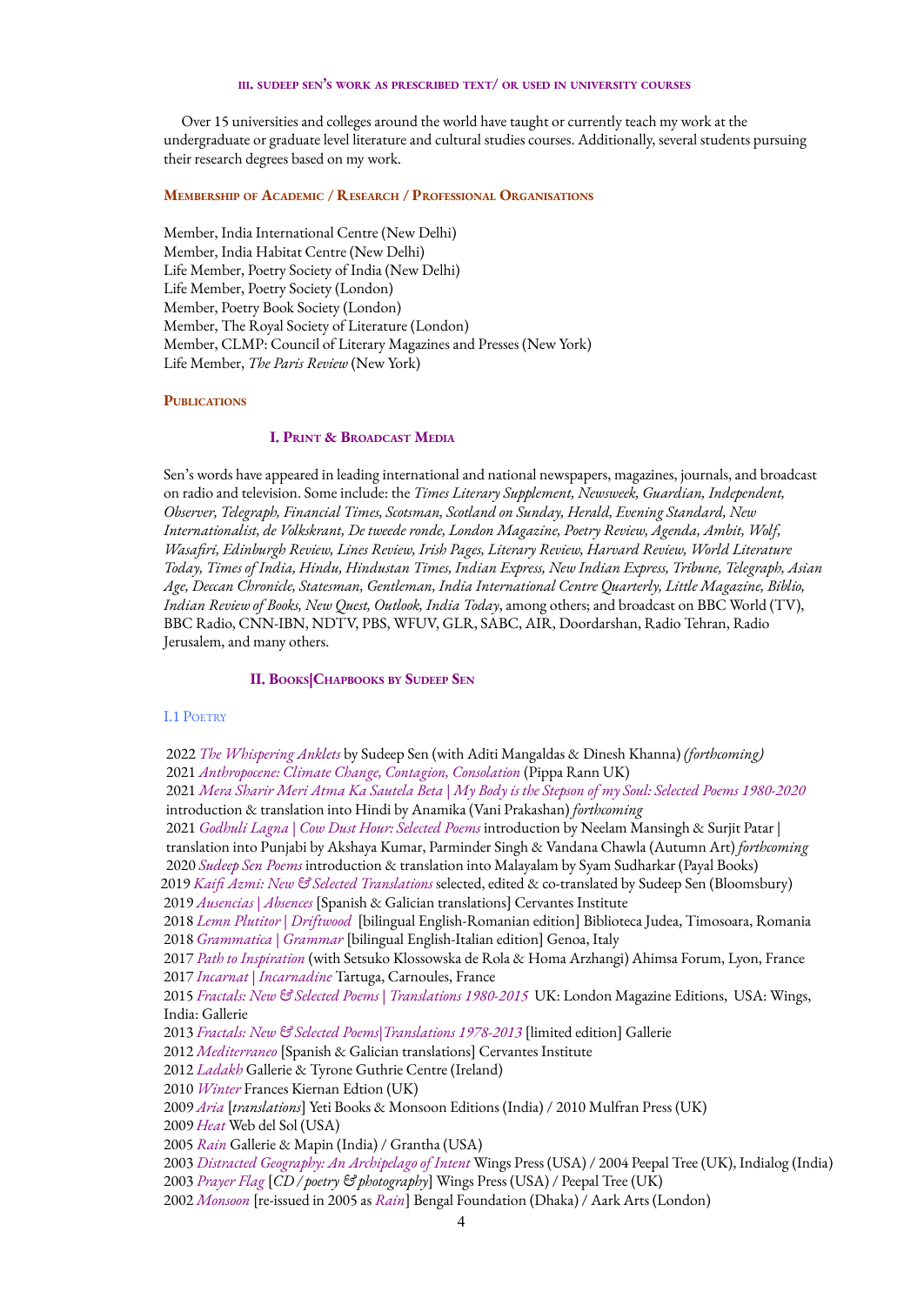#### III. SUDEEP SEN'S WORK AS PRESCRIBED TEXT/ OR USED IN UNIVERSITY COURSES

Over 15 universities and colleges around the world have taught or currently teach my work at the undergraduate or graduate level literature and cultural studies courses. Additionally, several students pursuing their research degrees based on my work.

## MEMBERSHIP OF ACADEMIC / RESEARCH / PROFESSIONAL ORGANISATIONS

Member, India International Centre (New Delhi)
Member, India Habitat Centre (New Delhi)
Life Member, Poetry Society of India (New Delhi)
Life Member, Poetry Society (London)
Member, Poetry Book Society (London)
Member, The Royal Society of Literature (London)
Member, CLMP: Council of Literary Magazines and Presses (New York)
Life Member, *The Paris Review* (New York)

## PUBLICATIONS

### I. PRINT & BROADCAST MEDIA

Sen's words have appeared in leading international and national newspapers, magazines, journals, and broadcast on radio and television. Some include: the *Times Literary Supplement, Newsweek, Guardian, Independent, Observer, Telegraph, Financial Times, Scotsman, Scotland on Sunday, Herald, Evening Standard, New Internationalist, de Volkskrant, De tweede ronde, London Magazine, Poetry Review, Agenda, Ambit, Wolf, Wasafiri, Edinburgh Review, Lines Review, Irish Pages, Literary Review, Harvard Review, World Literature Today, Times of India, Hindu, Hindustan Times, Indian Express, New Indian Express, Tribune, Telegraph, Asian Age, Deccan Chronicle, Statesman, Gentleman, India International Centre Quarterly, Little Magazine, Biblio, Indian Review of Books, New Quest, Outlook, India Today*, among others; and broadcast on BBC World (TV), BBC Radio, CNN-IBN, NDTV, PBS, WFUV, GLR, SABC, AIR, Doordarshan, Radio Tehran, Radio Jerusalem, and many others.

### II. BOOKS|CHAPBOOKS BY SUDEEP SEN

#### I.1 POETRY

2022 *The Whispering Anklets* by Sudeep Sen (with Aditi Mangaldas & Dinesh Khanna) *(forthcoming)*
2021 *Anthropocene: Climate Change, Contagion, Consolation* (Pippa Rann UK)
2021 *Mera Sharir Meri Atma Ka Sautela Beta | My Body is the Stepson of my Soul: Selected Poems 1980-2020* introduction & translation into Hindi by Anamika (Vani Prakashan) *forthcoming*
2021 *Godhuli Lagna | Cow Dust Hour: Selected Poems* introduction by Neelam Mansingh & Surjit Patar | translation into Punjabi by Akshaya Kumar, Parminder Singh & Vandana Chawla (Autumn Art) *forthcoming*
2020 *Sudeep Sen Poems* introduction & translation into Malayalam by Syam Sudharkar (Payal Books)
2019 *Kaifi Azmi: New & Selected Translations* selected, edited & co-translated by Sudeep Sen (Bloomsbury)
2019 *Ausencias | Absences* [Spanish & Galician translations] Cervantes Institute
2018 *Lemn Plutitor | Driftwood* [bilingual English-Romanian edition] Biblioteca Judea, Timosoara, Romania
2018 *Grammatica | Grammar* [bilingual English-Italian edition] Genoa, Italy
2017 *Path to Inspiration* (with Setsuko Klossowska de Rola & Homa Arzhangi) Ahimsa Forum, Lyon, France
2017 *Incarnat | Incarnadine* Tartuga, Carnoules, France
2015 *Fractals: New & Selected Poems | Translations 1980-2015* UK: London Magazine Editions, USA: Wings, India: Gallerie
2013 *Fractals: New & Selected Poems|Translations 1978-2013* [limited edition] Gallerie
2012 *Mediterraneo* [Spanish & Galician translations] Cervantes Institute
2012 *Ladakh* Gallerie & Tyrone Guthrie Centre (Ireland)
2010 *Winter* Frances Kiernan Edtion (UK)
2009 *Aria* [*translations*] Yeti Books & Monsoon Editions (India) / 2010 Mulfran Press (UK)
2009 *Heat* Web del Sol (USA)
2005 *Rain* Gallerie & Mapin (India) / Grantha (USA)
2003 *Distracted Geography: An Archipelago of Intent* Wings Press (USA) / 2004 Peepal Tree (UK), Indialog (India)
2003 *Prayer Flag* [*CD / poetry & photography*] Wings Press (USA) / Peepal Tree (UK)
2002 *Monsoon* [re-issued in 2005 as *Rain*] Bengal Foundation (Dhaka) / Aark Arts (London)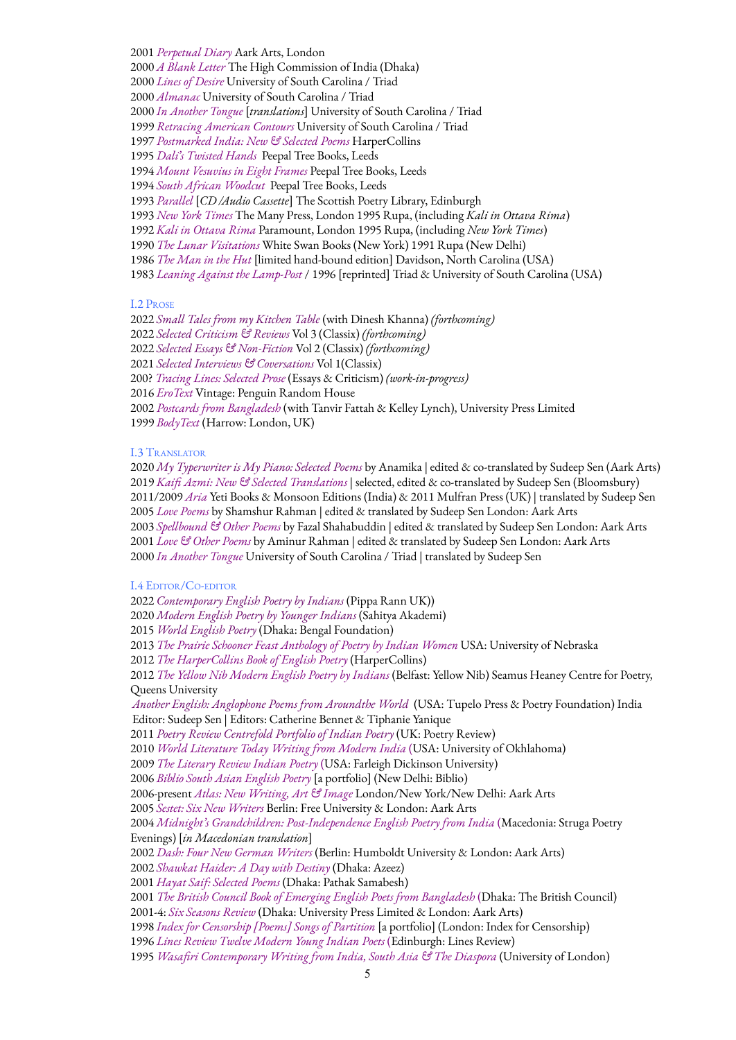2001 *Perpetual Diary* Aark Arts, London
2000 *A Blank Letter* The High Commission of India (Dhaka)
2000 *Lines of Desire* University of South Carolina / Triad
2000 *Almanac* University of South Carolina / Triad
2000 *In Another Tongue* [*translations*] University of South Carolina / Triad
1999 *Retracing American Contours* University of South Carolina / Triad
1997 *Postmarked India: New & Selected Poems* HarperCollins
1995 *Dali's Twisted Hands* Peepal Tree Books, Leeds
1994 *Mount Vesuvius in Eight Frames* Peepal Tree Books, Leeds
1994 *South African Woodcut* Peepal Tree Books, Leeds
1993 *Parallel* [*CD/Audio Cassette*] The Scottish Poetry Library, Edinburgh
1993 *New York Times* The Many Press, London 1995 Rupa, (including *Kali in Ottava Rima*)
1992 *Kali in Ottava Rima* Paramount, London 1995 Rupa, (including *New York Times*)
1990 *The Lunar Visitations* White Swan Books (New York) 1991 Rupa (New Delhi)
1986 *The Man in the Hut* [limited hand-bound edition] Davidson, North Carolina (USA)
1983 *Leaning Against the Lamp-Post* / 1996 [reprinted] Triad & University of South Carolina (USA)

### I.2 Prose

2022 *Small Tales from my Kitchen Table* (with Dinesh Khanna) *(forthcoming)*
2022 *Selected Criticism & Reviews* Vol 3 (Classix) *(forthcoming)*
2022 *Selected Essays & Non-Fiction* Vol 2 (Classix) *(forthcoming)*
2021 *Selected Interviews & Coversations* Vol 1(Classix)
200? *Tracing Lines: Selected Prose* (Essays & Criticism) *(work-in-progress)*
2016 *EroText* Vintage: Penguin Random House
2002 *Postcards from Bangladesh* (with Tanvir Fattah & Kelley Lynch), University Press Limited
1999 *BodyText* (Harrow: London, UK)

### I.3 Translator

2020 *My Typerwriter is My Piano: Selected Poems* by Anamika | edited & co-translated by Sudeep Sen (Aark Arts)
2019 *Kaifi Azmi: New & Selected Translations* | selected, edited & co-translated by Sudeep Sen (Bloomsbury)
2011/2009 *Aria* Yeti Books & Monsoon Editions (India) & 2011 Mulfran Press (UK) | translated by Sudeep Sen
2005 *Love Poems* by Shamshur Rahman | edited & translated by Sudeep Sen London: Aark Arts
2003 *Spellbound & Other Poems* by Fazal Shahabuddin | edited & translated by Sudeep Sen London: Aark Arts
2001 *Love & Other Poems* by Aminur Rahman | edited & translated by Sudeep Sen London: Aark Arts
2000 *In Another Tongue* University of South Carolina / Triad | translated by Sudeep Sen

### I.4 Editor/Co-editor

2022 *Contemporary English Poetry by Indians* (Pippa Rann UK))
2020 *Modern English Poetry by Younger Indians* (Sahitya Akademi)
2015 *World English Poetry* (Dhaka: Bengal Foundation)
2013 *The Prairie Schooner Feast Anthology of Poetry by Indian Women* USA: University of Nebraska
2012 *The HarperCollins Book of English Poetry* (HarperCollins)
2012 *The Yellow Nib Modern English Poetry by Indians* (Belfast: Yellow Nib) Seamus Heaney Centre for Poetry, Queens University
*Another English: Anglophone Poems from Aroundthe World* (USA: Tupelo Press & Poetry Foundation) India Editor: Sudeep Sen | Editors: Catherine Bennet & Tiphanie Yanique
2011 *Poetry Review Centrefold Portfolio of Indian Poetry* (UK: Poetry Review)
2010 *World Literature Today Writing from Modern India* (USA: University of Okhlahoma)
2009 *The Literary Review Indian Poetry* (USA: Farleigh Dickinson University)
2006 *Biblio South Asian English Poetry* [a portfolio] (New Delhi: Biblio)
2006-present *Atlas: New Writing, Art & Image* London/New York/New Delhi: Aark Arts
2005 *Sestet: Six New Writers* Berlin: Free University & London: Aark Arts
2004 *Midnight's Grandchildren: Post-Independence English Poetry from India* (Macedonia: Struga Poetry Evenings) [*in Macedonian translation*]
2002 *Dash: Four New German Writers* (Berlin: Humboldt University & London: Aark Arts)
2002 *Shawkat Haider: A Day with Destiny* (Dhaka: Azeez)
2001 *Hayat Saif: Selected Poems* (Dhaka: Pathak Samabesh)
2001 *The British Council Book of Emerging English Poets from Bangladesh* (Dhaka: The British Council)
2001-4: *Six Seasons Review* (Dhaka: University Press Limited & London: Aark Arts)
1998 *Index for Censorship [Poems] Songs of Partition* [a portfolio] (London: Index for Censorship)
1996 *Lines Review Twelve Modern Young Indian Poets* (Edinburgh: Lines Review)
1995 *Wasafiri Contemporary Writing from India, South Asia & The Diaspora* (University of London)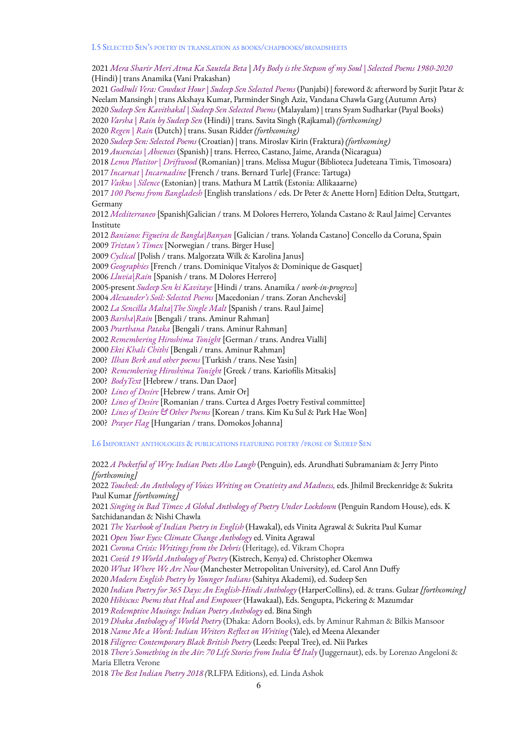## I.5 Selected Sen's poetry in translation as books/chapbooks/broadsheets

2021 *Mera Sharir Meri Atma Ka Sautela Beta | My Body is the Stepson of my Soul | Selected Poems 1980-2020* (Hindi) | trans Anamika (Vani Prakashan)
2021 *Godhuli Vera: Cowdust Hour | Sudeep Sen Selected Poems* (Punjabi) | foreword & afterword by Surjit Patar & Neelam Mansingh | trans Akshaya Kumar, Parminder Singh Aziz, Vandana Chawla Garg (Autumn Arts)
2020 *Sudeep Sen Kavithakal | Sudeep Sen Selected Poems* (Malayalam) | trans Syam Sudharkar (Payal Books)
2020 *Varsha | Rain by Sudeep Sen* (Hindi) | trans. Savita Singh (Rajkamal) *(forthcoming)*
2020 *Regen | Rain* (Dutch) | trans. Susan Ridder *(forthcoming)*
2020 *Sudeep Sen: Selected Poems* (Croatian) | trans. Miroslav Kirin (Fraktura) *(forthcoming)*
2019 *Ausencias | Absences* (Spanish) | trans. Herreo, Castano, Jaime, Aranda (Nicaragua)
2018 *Lemn Plutitor | Driftwood* (Romanian) | trans. Melissa Mugur (Biblioteca Judeteana Timis, Timosoara)
2017 *Incarnat | Incarnadine* [French / trans. Bernard Turle] (France: Tartuga)
2017 *Vaikus | Silence* (Estonian) | trans. Mathura M Lattik (Estonia: Allikaaarne)
2017 *100 Poems from Bangladesh* [English translations / eds. Dr Peter & Anette Horn] Edition Delta, Stuttgart, Germany
2012 *Mediterraneo* [Spanish|Galician / trans. M Dolores Herrero, Yolanda Castano & Raul Jaime] Cervantes Institute
2012 *Baniano: Figueira de Bangla|Banyan* [Galician / trans. Yolanda Castano] Concello da Coruna, Spain
2009 *Triztan's Timex* [Norwegian / trans. Birger Huse]
2009 *Cyclical* [Polish / trans. Malgorzata Wilk & Karolina Janus]
2009 *Geographies* [French / trans. Dominique Vitalyos & Dominique de Gasquet]
2006 *Lluvia|Rain* [Spanish / trans. M Dolores Herrero]
2005-present *Sudeep Sen ki Kavitaye* [Hindi / trans. Anamika / *work-in-progress*]
2004 *Alexander's Soil: Selected Poems* [Macedonian / trans. Zoran Anchevski]
2002 *La Sencilla Malta|The Single Malt* [Spanish / trans. Raul Jaime]
2003 *Barsha|Rain* [Bengali / trans. Aminur Rahman]
2003 *Prarthana Pataka* [Bengali / trans. Aminur Rahman]
2002 *Remembering Hiroshima Tonight* [German / trans. Andrea Vialli]
2000 *Ekti Khali Chithi* [Bengali / trans. Aminur Rahman]
200? *Ilhan Berk and other poems* [Turkish / trans. Nese Yasin]
200? *Remembering Hiroshima Tonight* [Greek / trans. Kariofilis Mitsakis]
200? *BodyText* [Hebrew / trans. Dan Daor]
200? *Lines of Desire* [Hebrew / trans. Amir Or]
200? *Lines of Desire* [Romanian / trans. Curtea d Arges Poetry Festival committee]
200? *Lines of Desire & Other Poems* [Korean / trans. Kim Ku Sul & Park Hae Won]
200? *Prayer Flag* [Hungarian / trans. Domokos Johanna]

## I.6 Important anthologies & publications featuring poetry /prose of Sudeep Sen

2022 *A Pocketful of Wry: Indian Poets Also Laugh* (Penguin), eds. Arundhati Subramaniam & Jerry Pinto *[forthcoming]*
2022 *Touched: An Anthology of Voices Writing on Creativity and Madness,* eds. Jhilmil Breckenridge & Sukrita Paul Kumar *[forthcoming]*
2021 *Singing in Bad Times: A Global Anthology of Poetry Under Lockdown* (Penguin Random House), eds. K Satchidanandan & Nishi Chawla
2021 *The Yearbook of Indian Poetry in English* (Hawakal), eds Vinita Agrawal & Sukrita Paul Kumar
2021 *Open Your Eyes: Climate Change Anthology* ed. Vinita Agrawal
2021 *Corona Crisis: Writings from the Debris* (Heritage), ed. Vikram Chopra
2021 *Covid 19 World Anthology of Poetry* (Kistrech, Kenya) ed. Christopher Okemwa
2020 *What Where We Are Now* (Manchester Metropolitan University), ed. Carol Ann Duffy
2020 *Modern English Poetry by Younger Indians* (Sahitya Akademi), ed. Sudeep Sen
2020 *Indian Poetry for 365 Days: An English-Hindi Anthology* (HarperCollins), ed. & trans. Gulzar *[forthcoming]*
2020 *Hibiscus: Poems that Heal and Empower* (Hawakaal), Eds. Sengupta, Pickering & Mazumdar
2019 *Redemptive Musings: Indian Poetry Anthology* ed. Bina Singh
2019 *Dhaka Anthology of World Poetry* (Dhaka: Adorn Books), eds. by Aminur Rahman & Bilkis Mansoor
2018 *Name Me a Word: Indian Writers Reflect on Writing* (Yale), ed Meena Alexander
2018 *Filigree: Contemporary Black British Poetry* (Leeds: Peepal Tree), ed. Nii Parkes
2018 *There's Something in the Air: 70 Life Stories from India & Italy* (Juggernaut), eds. by Lorenzo Angeloni & Maria Elletra Verone
2018 *The Best Indian Poetry 2018* (RLFPA Editions), ed. Linda Ashok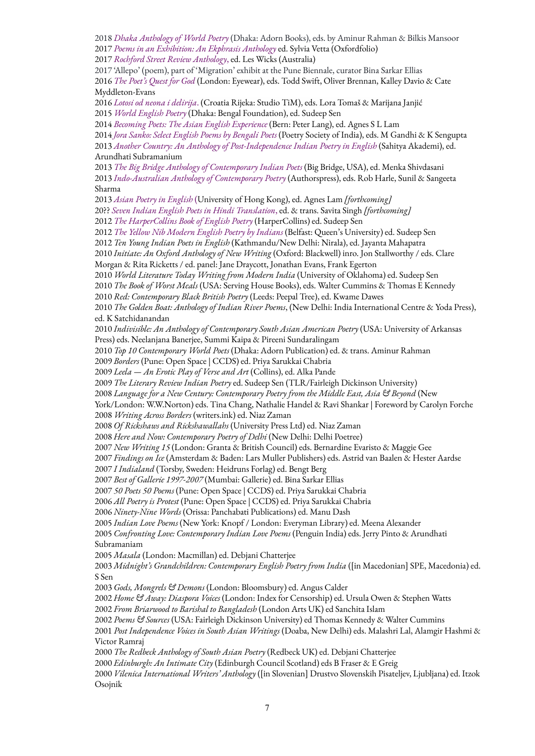2018 *Dhaka Anthology of World Poetry* (Dhaka: Adorn Books), eds. by Aminur Rahman & Bilkis Mansoor
2017 *Poems in an Exhibition: An Ekphrasis Anthology* ed. Sylvia Vetta (Oxfordfolio)
2017 *Rochford Street Review Anthology*, ed. Les Wicks (Australia)
2017 'Allepo' (poem), part of 'Migration' exhibit at the Pune Biennale, curator Bina Sarkar Ellias
2016 *The Poet's Quest for God* (London: Eyewear), eds. Todd Swift, Oliver Brennan, Kalley Davio & Cate Myddleton-Evans
2016 *Lotosi od neona i delirija*. (Croatia Rijeka: Studio TiM), eds. Lora Tomaš & Marijana Janjić
2015 *World English Poetry* (Dhaka: Bengal Foundation), ed. Sudeep Sen
2014 *Becoming Poets: The Asian English Experience* (Bern: Peter Lang), ed. Agnes S L Lam
2014 *Jora Sanko: Select English Poems by Bengali Poets* (Poetry Society of India), eds. M Gandhi & K Sengupta
2013 *Another Country: An Anthology of Post-Independence Indian Poetry in English* (Sahitya Akademi), ed. Arundhati Subramanium
2013 *The Big Bridge Anthology of Contemporary Indian Poets* (Big Bridge, USA), ed. Menka Shivdasani
2013 *Indo-Australian Anthology of Contemporary Poetry* (Authorspress), eds. Rob Harle, Sunil & Sangeeta Sharma
2013 *Asian Poetry in English* (University of Hong Kong), ed. Agnes Lam *[forthcoming]*
20?? *Seven Indian English Poets in Hindi Translation*, ed. & trans. Savita Singh *[forthcoming]*
2012 *The HarperCollins Book of English Poetry* (HarperCollins) ed. Sudeep Sen
2012 *The Yellow Nib Modern English Poetry by Indians* (Belfast: Queen's University) ed. Sudeep Sen
2012 *Ten Young Indian Poets in English* (Kathmandu/New Delhi: Nirala), ed. Jayanta Mahapatra
2010 *Initiate: An Oxford Anthology of New Writing* (Oxford: Blackwell) inro. Jon Stallworthy / eds. Clare Morgan & Rita Ricketts / ed. panel: Jane Draycott, Jonathan Evans, Frank Egerton
2010 *World Literature Today Writing from Modern India* (University of Oklahoma) ed. Sudeep Sen
2010 *The Book of Worst Meals* (USA: Serving House Books), eds. Walter Cummins & Thomas E Kennedy
2010 *Red: Contemporary Black British Poetry* (Leeds: Peepal Tree), ed. Kwame Dawes
2010 *The Golden Boat: Anthology of Indian River Poems*, (New Delhi: India International Centre & Yoda Press), ed. K Satchidanandan
2010 *Indivisible: An Anthology of Contemporary South Asian American Poetry* (USA: University of Arkansas Press) eds. Neelanjana Banerjee, Summi Kaipa & Pireeni Sundaralingam
2010 *Top 10 Contemporary World Poets* (Dhaka: Adorn Publication) ed. & trans. Aminur Rahman
2009 *Borders* (Pune: Open Space | CCDS) ed. Priya Sarukkai Chabria
2009 *Leela — An Erotic Play of Verse and Art* (Collins), ed. Alka Pande
2009 *The Literary Review Indian Poetry* ed. Sudeep Sen (TLR/Fairleigh Dickinson University)
2008 *Language for a New Century: Contemporary Poetry from the Middle East, Asia & Beyond* (New York/London: W.W.Norton) eds. Tina Chang, Nathalie Handel & Ravi Shankar | Foreword by Carolyn Forche
2008 *Writing Across Borders* (writers.ink) ed. Niaz Zaman
2008 *Of Rickshaws and Rickshawallahs* (University Press Ltd) ed. Niaz Zaman
2008 *Here and Now: Contemporary Poetry of Delhi* (New Delhi: Delhi Poetree)
2007 *New Writing 15* (London: Granta & British Council) eds. Bernardine Evaristo & Maggie Gee
2007 *Findings on Ice* (Amsterdam & Baden: Lars Muller Publishers) eds. Astrid van Baalen & Hester Aardse
2007 *I Indialand* (Torsby, Sweden: Heidruns Forlag) ed. Bengt Berg
2007 *Best of Gallerie 1997-2007* (Mumbai: Gallerie) ed. Bina Sarkar Ellias
2007 *50 Poets 50 Poems* (Pune: Open Space | CCDS) ed. Priya Sarukkai Chabria
2006 *All Poetry is Protest* (Pune: Open Space | CCDS) ed. Priya Sarukkai Chabria
2006 *Ninety-Nine Words* (Orissa: Panchabati Publications) ed. Manu Dash
2005 *Indian Love Poems* (New York: Knopf / London: Everyman Library) ed. Meena Alexander
2005 *Confronting Love: Contemporary Indian Love Poems* (Penguin India) eds. Jerry Pinto & Arundhati Subramaniam
2005 *Masala* (London: Macmillan) ed. Debjani Chatterjee
2003 *Midnight's Grandchildren: Contemporary English Poetry from India* ([in Macedonian] SPE, Macedonia) ed. S Sen
2003 *Gods, Mongrels & Demons* (London: Bloomsbury) ed. Angus Calder
2002 *Home & Away: Diaspora Voices* (London: Index for Censorship) ed. Ursula Owen & Stephen Watts
2002 *From Briarwood to Barishal to Bangladesh* (London Arts UK) ed Sanchita Islam
2002 *Poems & Sources* (USA: Fairleigh Dickinson University) ed Thomas Kennedy & Walter Cummins
2001 *Post Independence Voices in South Asian Writings* (Doaba, New Delhi) eds. Malashri Lal, Alamgir Hashmi & Victor Ramraj
2000 *The Redbeck Anthology of South Asian Poetry* (Redbeck UK) ed. Debjani Chatterjee
2000 *Edinburgh: An Intimate City* (Edinburgh Council Scotland) eds B Fraser & E Greig
2000 *Vilenica International Writers' Anthology* ([in Slovenian] Drustvo Slovenskih Pisateljev, Ljubljana) ed. Itzok Osojnik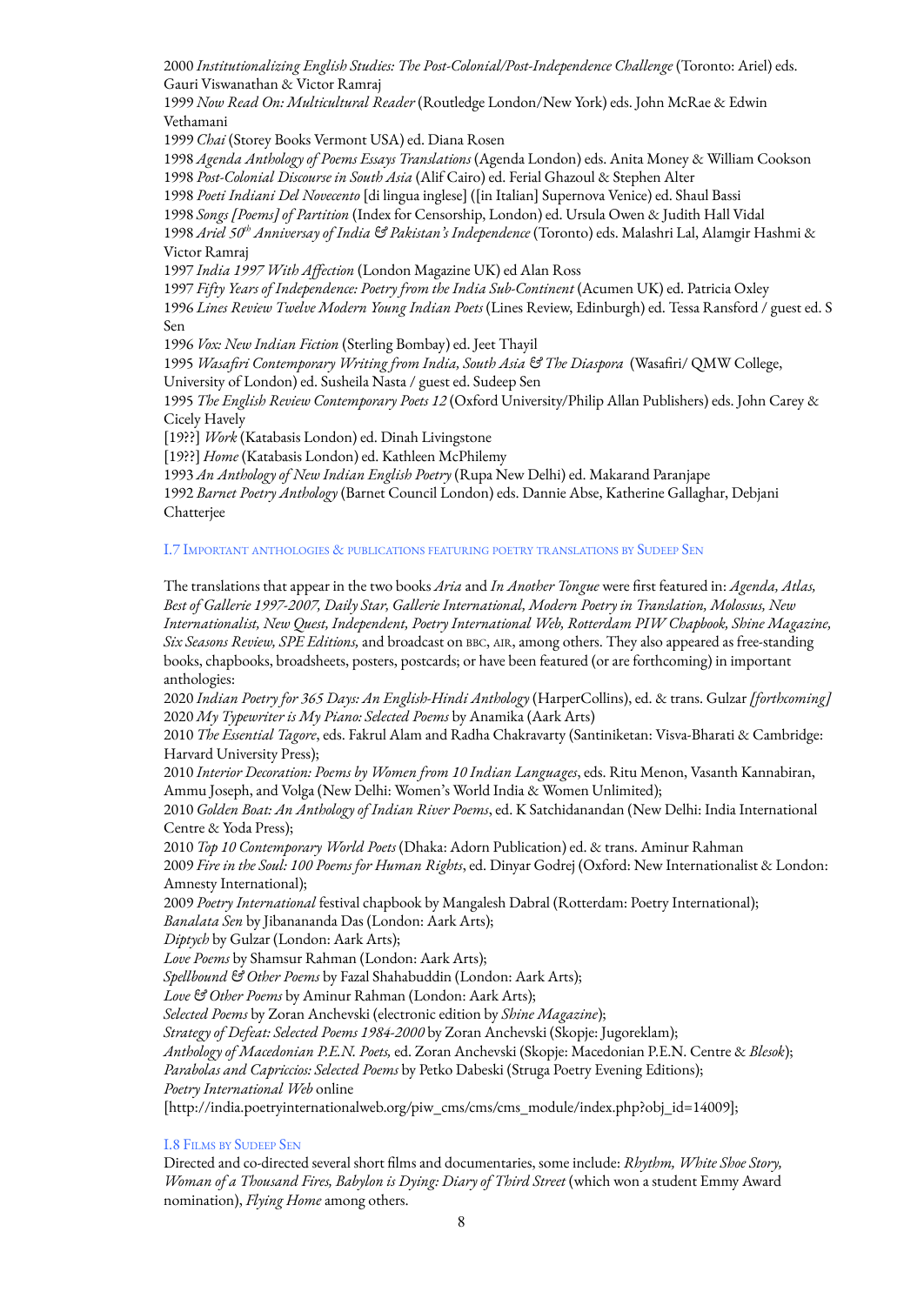2000 *Institutionalizing English Studies: The Post-Colonial/Post-Independence Challenge* (Toronto: Ariel) eds. Gauri Viswanathan & Victor Ramraj
1999 *Now Read On: Multicultural Reader* (Routledge London/New York) eds. John McRae & Edwin Vethamani
1999 *Chai* (Storey Books Vermont USA) ed. Diana Rosen
1998 *Agenda Anthology of Poems Essays Translations* (Agenda London) eds. Anita Money & William Cookson
1998 *Post-Colonial Discourse in South Asia* (Alif Cairo) ed. Ferial Ghazoul & Stephen Alter
1998 *Poeti Indiani Del Novecento* [di lingua inglese] ([in Italian] Supernova Venice) ed. Shaul Bassi
1998 *Songs [Poems] of Partition* (Index for Censorship, London) ed. Ursula Owen & Judith Hall Vidal
1998 *Ariel 50th Anniversay of India & Pakistan's Independence* (Toronto) eds. Malashri Lal, Alamgir Hashmi & Victor Ramraj
1997 *India 1997 With Affection* (London Magazine UK) ed Alan Ross
1997 *Fifty Years of Independence: Poetry from the India Sub-Continent* (Acumen UK) ed. Patricia Oxley
1996 *Lines Review Twelve Modern Young Indian Poets* (Lines Review, Edinburgh) ed. Tessa Ransford / guest ed. S Sen
1996 *Vox: New Indian Fiction* (Sterling Bombay) ed. Jeet Thayil
1995 *Wasafiri Contemporary Writing from India, South Asia & The Diaspora* (Wasafiri/ QMW College, University of London) ed. Susheila Nasta / guest ed. Sudeep Sen
1995 *The English Review Contemporary Poets 12* (Oxford University/Philip Allan Publishers) eds. John Carey & Cicely Havely
[19??] *Work* (Katabasis London) ed. Dinah Livingstone
[19??] *Home* (Katabasis London) ed. Kathleen McPhilemy
1993 *An Anthology of New Indian English Poetry* (Rupa New Delhi) ed. Makarand Paranjape
1992 *Barnet Poetry Anthology* (Barnet Council London) eds. Dannie Abse, Katherine Gallaghar, Debjani Chatterjee

### I.7 Important anthologies & publications featuring poetry translations by Sudeep Sen

The translations that appear in the two books *Aria* and *In Another Tongue* were first featured in: *Agenda, Atlas, Best of Gallerie 1997-2007, Daily Star, Gallerie International, Modern Poetry in Translation, Molossus, New Internationalist, New Quest, Independent, Poetry International Web, Rotterdam PIW Chapbook, Shine Magazine, Six Seasons Review, SPE Editions,* and broadcast on BBC, AIR, among others. They also appeared as free-standing books, chapbooks, broadsheets, posters, postcards; or have been featured (or are forthcoming) in important anthologies:
2020 *Indian Poetry for 365 Days: An English-Hindi Anthology* (HarperCollins), ed. & trans. Gulzar *[forthcoming]*
2020 *My Typewriter is My Piano: Selected Poems* by Anamika (Aark Arts)
2010 *The Essential Tagore*, eds. Fakrul Alam and Radha Chakravarty (Santiniketan: Visva-Bharati & Cambridge: Harvard University Press);
2010 *Interior Decoration: Poems by Women from 10 Indian Languages*, eds. Ritu Menon, Vasanth Kannabiran, Ammu Joseph, and Volga (New Delhi: Women's World India & Women Unlimited);
2010 *Golden Boat: An Anthology of Indian River Poems*, ed. K Satchidanandan (New Delhi: India International Centre & Yoda Press);
2010 *Top 10 Contemporary World Poets* (Dhaka: Adorn Publication) ed. & trans. Aminur Rahman
2009 *Fire in the Soul: 100 Poems for Human Rights*, ed. Dinyar Godrej (Oxford: New Internationalist & London: Amnesty International);
2009 *Poetry International* festival chapbook by Mangalesh Dabral (Rotterdam: Poetry International);
*Banalata Sen* by Jibanananda Das (London: Aark Arts);
*Diptych* by Gulzar (London: Aark Arts);
*Love Poems* by Shamsur Rahman (London: Aark Arts);
*Spellbound & Other Poems* by Fazal Shahabuddin (London: Aark Arts);
*Love & Other Poems* by Aminur Rahman (London: Aark Arts);
*Selected Poems* by Zoran Anchevski (electronic edition by *Shine Magazine*);
*Strategy of Defeat: Selected Poems 1984-2000* by Zoran Anchevski (Skopje: Jugoreklam);
*Anthology of Macedonian P.E.N. Poets,* ed. Zoran Anchevski (Skopje: Macedonian P.E.N. Centre & *Blesok*);
*Parabolas and Capriccios: Selected Poems* by Petko Dabeski (Struga Poetry Evening Editions);
*Poetry International Web* online
[http://india.poetryinternationalweb.org/piw_cms/cms/cms_module/index.php?obj_id=14009];

### I.8 Films by Sudeep Sen

Directed and co-directed several short films and documentaries, some include: *Rhythm, White Shoe Story, Woman of a Thousand Fires, Babylon is Dying: Diary of Third Street* (which won a student Emmy Award nomination), *Flying Home* among others.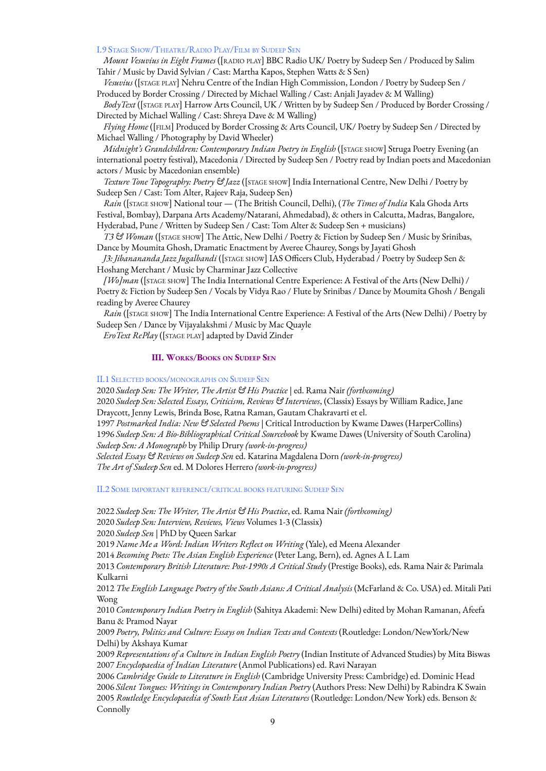### I.9 Stage Show/Theatre/Radio Play/Film by Sudeep Sen

*Mount Vesuvius in Eight Frames* ([radio play] BBC Radio UK/ Poetry by Sudeep Sen / Produced by Salim Tahir / Music by David Sylvian / Cast: Martha Kapos, Stephen Watts & S Sen)

*Vesuvius* ([stage play] Nehru Centre of the Indian High Commission, London / Poetry by Sudeep Sen / Produced by Border Crossing / Directed by Michael Walling / Cast: Anjali Jayadev & M Walling)

*BodyText* ([stage play] Harrow Arts Council, UK / Written by by Sudeep Sen / Produced by Border Crossing / Directed by Michael Walling / Cast: Shreya Dave & M Walling)

*Flying Home* ([film] Produced by Border Crossing & Arts Council, UK/ Poetry by Sudeep Sen / Directed by Michael Walling / Photography by David Wheeler)

*Midnight's Grandchildren: Contemporary Indian Poetry in English* ([stage show] Struga Poetry Evening (an international poetry festival), Macedonia / Directed by Sudeep Sen / Poetry read by Indian poets and Macedonian actors / Music by Macedonian ensemble)

*Texture Tone Topography: Poetry & Jazz* ([stage show] India International Centre, New Delhi / Poetry by Sudeep Sen / Cast: Tom Alter, Rajeev Raja, Sudeep Sen)

*Rain* ([stage show] National tour — (The British Council, Delhi), (*The Times of India* Kala Ghoda Arts Festival, Bombay), Darpana Arts Academy/Natarani, Ahmedabad), & others in Calcutta, Madras, Bangalore, Hyderabad, Pune / Written by Sudeep Sen / Cast: Tom Alter & Sudeep Sen + musicians)

*T3 & Woman* ([stage show] The Attic, New Delhi / Poetry & Fiction by Sudeep Sen / Music by Srinibas, Dance by Moumita Ghosh, Dramatic Enactment by Averee Chaurey, Songs by Jayati Ghosh

*J3: Jibanananda Jazz Jugalbandi* ([stage show] IAS Officers Club, Hyderabad / Poetry by Sudeep Sen & Hoshang Merchant / Music by Charminar Jazz Collective

*[Wo]man* ([stage show] The India International Centre Experience: A Festival of the Arts (New Delhi) / Poetry & Fiction by Sudeep Sen / Vocals by Vidya Rao / Flute by Srinibas / Dance by Moumita Ghosh / Bengali reading by Averee Chaurey

*Rain* ([stage show] The India International Centre Experience: A Festival of the Arts (New Delhi) / Poetry by Sudeep Sen / Dance by Vijayalakshmi / Music by Mac Quayle

*EroText RePlay* ([stage play] adapted by David Zinder

## III. Works/Books on Sudeep Sen

### II.1 Selected books/monographs on Sudeep Sen

2020 *Sudeep Sen: The Writer, The Artist & His Practice* | ed. Rama Nair *(forthcoming)*
2020 *Sudeep Sen: Selected Essays, Criticism, Reviews & Interviews*, (Classix) Essays by William Radice, Jane Draycott, Jenny Lewis, Brinda Bose, Ratna Raman, Gautam Chakravarti et el.
1997 *Postmarked India: New & Selected Poems* | Critical Introduction by Kwame Dawes (HarperCollins)
1996 *Sudeep Sen: A Bio-Bibliographical Critical Sourcebook* by Kwame Dawes (University of South Carolina)
*Sudeep Sen: A Monograph* by Philip Drury *(work-in-progress)*
*Selected Essays & Reviews on Sudeep Sen* ed. Katarina Magdalena Dorn *(work-in-progress)*
*The Art of Sudeep Sen* ed. M Dolores Herrero *(work-in-progress)*

### II.2 Some important reference/critical books featuring Sudeep Sen

2022 *Sudeep Sen: The Writer, The Artist & His Practice*, ed. Rama Nair *(forthcoming)*
2020 *Sudeep Sen: Interview, Reviews, Views* Volumes 1-3 (Classix)
2020 *Sudeep Sen* | PhD by Queen Sarkar
2019 *Name Me a Word: Indian Writers Reflect on Writing* (Yale), ed Meena Alexander
2014 *Becoming Poets: The Asian English Experience* (Peter Lang, Bern), ed. Agnes A L Lam
2013 *Contemporary British Literature: Post-1990s A Critical Study* (Prestige Books), eds. Rama Nair & Parimala Kulkarni
2012 *The English Language Poetry of the South Asians: A Critical Analysis* (McFarland & Co. USA) ed. Mitali Pati Wong
2010 *Contemporary Indian Poetry in English* (Sahitya Akademi: New Delhi) edited by Mohan Ramanan, Afeefa Banu & Pramod Nayar
2009 *Poetry, Politics and Culture: Essays on Indian Texts and Contexts* (Routledge: London/NewYork/New Delhi) by Akshaya Kumar
2009 *Representations of a Culture in Indian English Poetry* (Indian Institute of Advanced Studies) by Mita Biswas
2007 *Encyclopaedia of Indian Literature* (Anmol Publications) ed. Ravi Narayan
2006 *Cambridge Guide to Literature in English* (Cambridge University Press: Cambridge) ed. Dominic Head
2006 *Silent Tongues: Writings in Contemporary Indian Poetry* (Authors Press: New Delhi) by Rabindra K Swain
2005 *Routledge Encyclopaedia of South East Asian Literatures* (Routledge: London/New York) eds. Benson & Connolly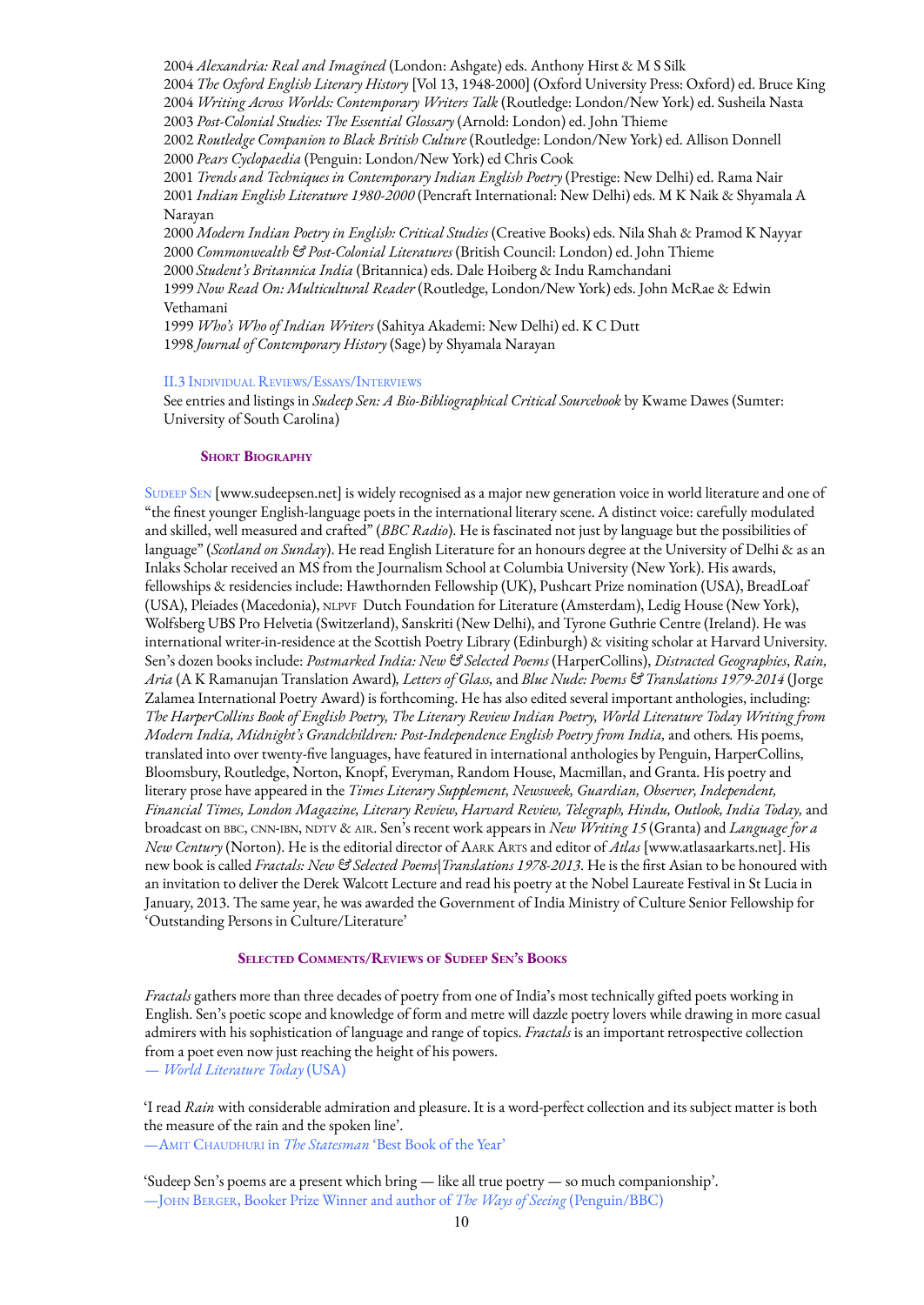2004 *Alexandria: Real and Imagined* (London: Ashgate) eds. Anthony Hirst & M S Silk
2004 *The Oxford English Literary History* [Vol 13, 1948-2000] (Oxford University Press: Oxford) ed. Bruce King
2004 *Writing Across Worlds: Contemporary Writers Talk* (Routledge: London/New York) ed. Susheila Nasta
2003 *Post-Colonial Studies: The Essential Glossary* (Arnold: London) ed. John Thieme
2002 *Routledge Companion to Black British Culture* (Routledge: London/New York) ed. Allison Donnell
2000 *Pears Cyclopaedia* (Penguin: London/New York) ed Chris Cook
2001 *Trends and Techniques in Contemporary Indian English Poetry* (Prestige: New Delhi) ed. Rama Nair
2001 *Indian English Literature 1980-2000* (Pencraft International: New Delhi) eds. M K Naik & Shyamala A Narayan
2000 *Modern Indian Poetry in English: Critical Studies* (Creative Books) eds. Nila Shah & Pramod K Nayyar
2000 *Commonwealth & Post-Colonial Literatures* (British Council: London) ed. John Thieme
2000 *Student's Britannica India* (Britannica) eds. Dale Hoiberg & Indu Ramchandani
1999 *Now Read On: Multicultural Reader* (Routledge, London/New York) eds. John McRae & Edwin Vethamani
1999 *Who's Who of Indian Writers* (Sahitya Akademi: New Delhi) ed. K C Dutt
1998 *Journal of Contemporary History* (Sage) by Shyamala Narayan

### II.3 Individual Reviews/Essays/Interviews

See entries and listings in *Sudeep Sen: A Bio-Bibliographical Critical Sourcebook* by Kwame Dawes (Sumter: University of South Carolina)

## Short Biography

Sudeep Sen [www.sudeepsen.net] is widely recognised as a major new generation voice in world literature and one of "the finest younger English-language poets in the international literary scene. A distinct voice: carefully modulated and skilled, well measured and crafted" (*BBC Radio*). He is fascinated not just by language but the possibilities of language" (*Scotland on Sunday*). He read English Literature for an honours degree at the University of Delhi & as an Inlaks Scholar received an MS from the Journalism School at Columbia University (New York). His awards, fellowships & residencies include: Hawthornden Fellowship (UK), Pushcart Prize nomination (USA), BreadLoaf (USA), Pleiades (Macedonia), NLPVF Dutch Foundation for Literature (Amsterdam), Ledig House (New York), Wolfsberg UBS Pro Helvetia (Switzerland), Sanskriti (New Delhi), and Tyrone Guthrie Centre (Ireland). He was international writer-in-residence at the Scottish Poetry Library (Edinburgh) & visiting scholar at Harvard University. Sen's dozen books include: *Postmarked India: New & Selected Poems* (HarperCollins), *Distracted Geographies*, *Rain*, *Aria* (A K Ramanujan Translation Award), *Letters of Glass*, and *Blue Nude: Poems & Translations 1979-2014* (Jorge Zalamea International Poetry Award) is forthcoming. He has also edited several important anthologies, including: *The HarperCollins Book of English Poetry, The Literary Review Indian Poetry, World Literature Today Writing from Modern India, Midnight's Grandchildren: Post-Independence English Poetry from India,* and others. His poems, translated into over twenty-five languages, have featured in international anthologies by Penguin, HarperCollins, Bloomsbury, Routledge, Norton, Knopf, Everyman, Random House, Macmillan, and Granta. His poetry and literary prose have appeared in the *Times Literary Supplement, Newsweek, Guardian, Observer, Independent, Financial Times, London Magazine, Literary Review, Harvard Review, Telegraph, Hindu, Outlook, India Today,* and broadcast on BBC, CNN-IBN, NDTV & AIR. Sen's recent work appears in *New Writing 15* (Granta) and *Language for a New Century* (Norton). He is the editorial director of Aark Arts and editor of *Atlas* [www.atlasaarkarts.net]. His new book is called *Fractals: New & Selected Poems|Translations 1978-2013*. He is the first Asian to be honoured with an invitation to deliver the Derek Walcott Lecture and read his poetry at the Nobel Laureate Festival in St Lucia in January, 2013. The same year, he was awarded the Government of India Ministry of Culture Senior Fellowship for 'Outstanding Persons in Culture/Literature'

## Selected Comments/Reviews of Sudeep Sen's Books

*Fractals* gathers more than three decades of poetry from one of India's most technically gifted poets working in English. Sen's poetic scope and knowledge of form and metre will dazzle poetry lovers while drawing in more casual admirers with his sophistication of language and range of topics. *Fractals* is an important retrospective collection from a poet even now just reaching the height of his powers.
— *World Literature Today* (USA)

'I read *Rain* with considerable admiration and pleasure. It is a word-perfect collection and its subject matter is both the measure of the rain and the spoken line'.
—Amit Chaudhuri in *The Statesman* 'Best Book of the Year'

'Sudeep Sen's poems are a present which bring — like all true poetry — so much companionship'.
—John Berger, Booker Prize Winner and author of *The Ways of Seeing* (Penguin/BBC)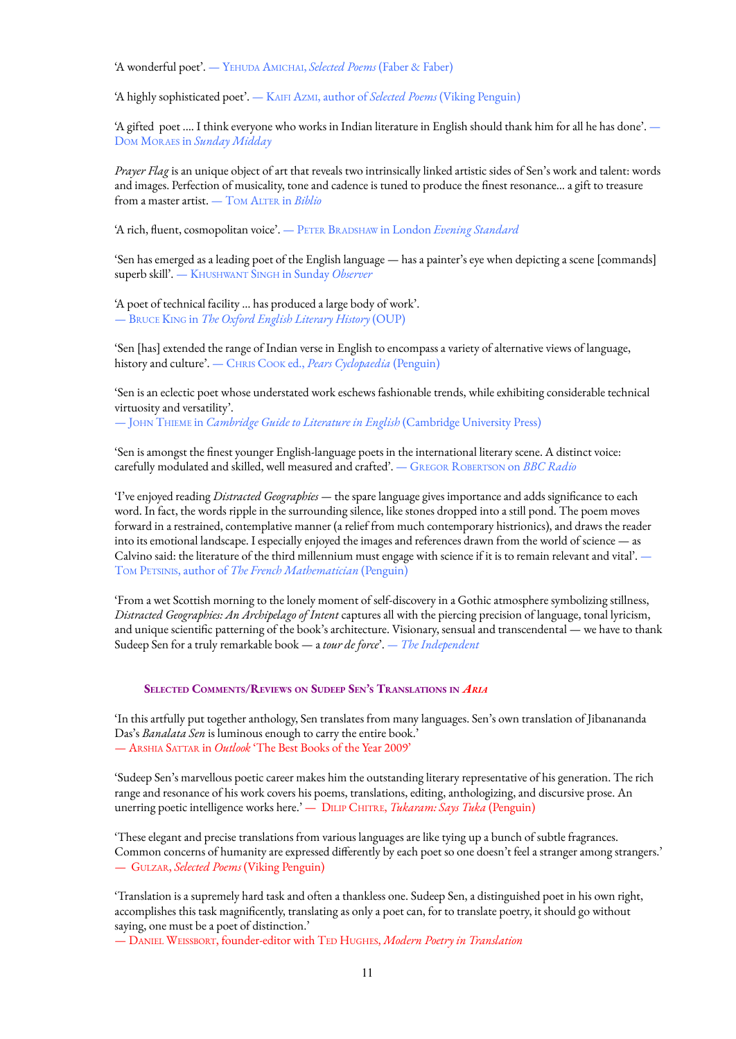'A wonderful poet'. — Yehuda Amichai, *Selected Poems* (Faber & Faber)

'A highly sophisticated poet'. — Kaifi Azmi, author of *Selected Poems* (Viking Penguin)

'A gifted poet .... I think everyone who works in Indian literature in English should thank him for all he has done'. — Dom Moraes in *Sunday Midday*

*Prayer Flag* is an unique object of art that reveals two intrinsically linked artistic sides of Sen's work and talent: words and images. Perfection of musicality, tone and cadence is tuned to produce the finest resonance... a gift to treasure from a master artist. — Tom Alter in *Biblio*

'A rich, fluent, cosmopolitan voice'. — Peter Bradshaw in London *Evening Standard*

'Sen has emerged as a leading poet of the English language — has a painter's eye when depicting a scene [commands] superb skill'. — Khushwant Singh in Sunday *Observer*

'A poet of technical facility ... has produced a large body of work'.
— Bruce King in *The Oxford English Literary History* (OUP)

'Sen [has] extended the range of Indian verse in English to encompass a variety of alternative views of language, history and culture'. — Chris Cook ed., *Pears Cyclopaedia* (Penguin)

'Sen is an eclectic poet whose understated work eschews fashionable trends, while exhibiting considerable technical virtuosity and versatility'.
— John Thieme in *Cambridge Guide to Literature in English* (Cambridge University Press)

'Sen is amongst the finest younger English-language poets in the international literary scene. A distinct voice: carefully modulated and skilled, well measured and crafted'. — Gregor Robertson on *BBC Radio*

'I've enjoyed reading *Distracted Geographies* — the spare language gives importance and adds significance to each word. In fact, the words ripple in the surrounding silence, like stones dropped into a still pond. The poem moves forward in a restrained, contemplative manner (a relief from much contemporary histrionics), and draws the reader into its emotional landscape. I especially enjoyed the images and references drawn from the world of science — as Calvino said: the literature of the third millennium must engage with science if it is to remain relevant and vital'. — Tom Petsinis, author of *The French Mathematician* (Penguin)

'From a wet Scottish morning to the lonely moment of self-discovery in a Gothic atmosphere symbolizing stillness, *Distracted Geographies: An Archipelago of Intent* captures all with the piercing precision of language, tonal lyricism, and unique scientific patterning of the book's architecture. Visionary, sensual and transcendental — we have to thank Sudeep Sen for a truly remarkable book — a *tour de force*'. — *The Independent*

### Selected Comments/Reviews on Sudeep Sen's Translations in *Aria*

'In this artfully put together anthology, Sen translates from many languages. Sen's own translation of Jibanananda Das's *Banalata Sen* is luminous enough to carry the entire book.'
— Arshia Sattar in *Outlook* 'The Best Books of the Year 2009'

'Sudeep Sen's marvellous poetic career makes him the outstanding literary representative of his generation. The rich range and resonance of his work covers his poems, translations, editing, anthologizing, and discursive prose. An unerring poetic intelligence works here.' — Dilip Chitre, *Tukaram: Says Tuka* (Penguin)

'These elegant and precise translations from various languages are like tying up a bunch of subtle fragrances. Common concerns of humanity are expressed differently by each poet so one doesn't feel a stranger among strangers.'
— Gulzar, *Selected Poems* (Viking Penguin)

'Translation is a supremely hard task and often a thankless one. Sudeep Sen, a distinguished poet in his own right, accomplishes this task magnificently, translating as only a poet can, for to translate poetry, it should go without saying, one must be a poet of distinction.'
— Daniel Weissbort, founder-editor with Ted Hughes, *Modern Poetry in Translation*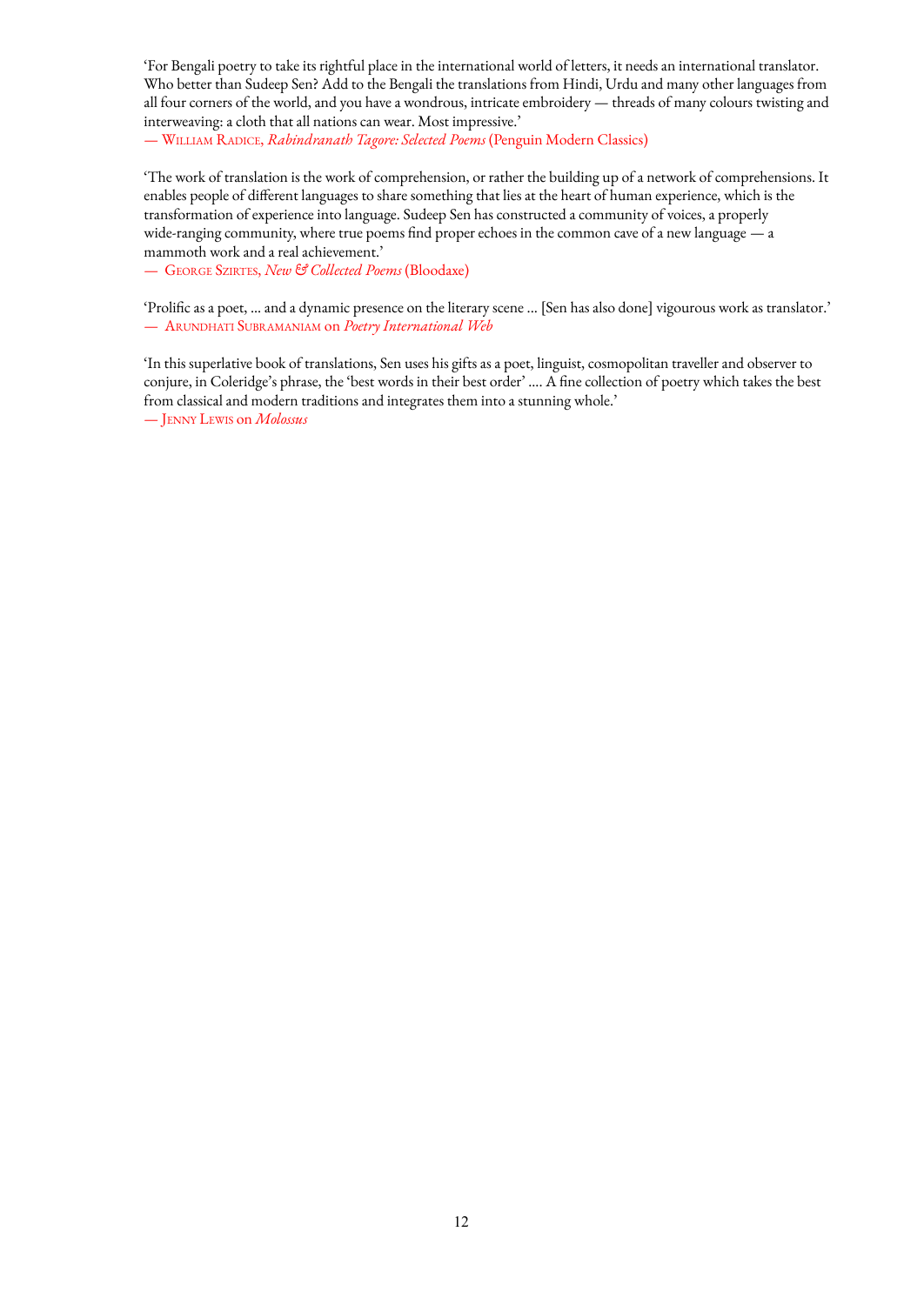'For Bengali poetry to take its rightful place in the international world of letters, it needs an international translator. Who better than Sudeep Sen? Add to the Bengali the translations from Hindi, Urdu and many other languages from all four corners of the world, and you have a wondrous, intricate embroidery — threads of many colours twisting and interweaving: a cloth that all nations can wear. Most impressive.'
— William Radice, *Rabindranath Tagore: Selected Poems* (Penguin Modern Classics)

'The work of translation is the work of comprehension, or rather the building up of a network of comprehensions. It enables people of different languages to share something that lies at the heart of human experience, which is the transformation of experience into language. Sudeep Sen has constructed a community of voices, a properly wide-ranging community, where true poems find proper echoes in the common cave of a new language — a mammoth work and a real achievement.'
— George Szirtes, *New & Collected Poems* (Bloodaxe)

'Prolific as a poet, ... and a dynamic presence on the literary scene ... [Sen has also done] vigourous work as translator.'
— Arundhati Subramaniam on *Poetry International Web*

'In this superlative book of translations, Sen uses his gifts as a poet, linguist, cosmopolitan traveller and observer to conjure, in Coleridge's phrase, the 'best words in their best order' .... A fine collection of poetry which takes the best from classical and modern traditions and integrates them into a stunning whole.'
— Jenny Lewis on *Molossus*